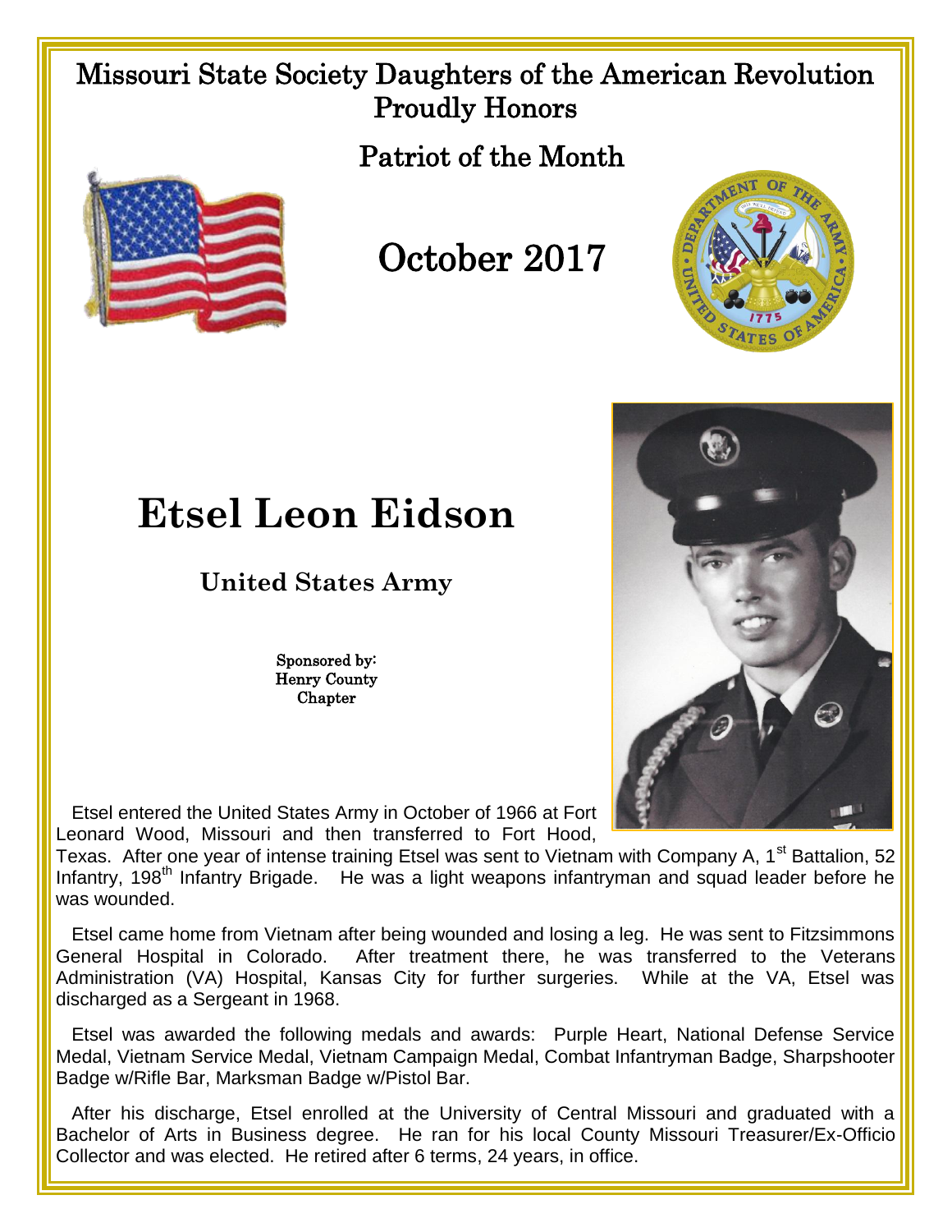Missouri State Society Daughters of the American Revolution
Proudly Honors

Patriot of the Month

October 2017

# Etsel Leon Eidson

## United States Army

Sponsored by:
Henry County
Chapter

Etsel entered the United States Army in October of 1966 at Fort Leonard Wood, Missouri and then transferred to Fort Hood, Texas. After one year of intense training Etsel was sent to Vietnam with Company A, 1st Battalion, 52 Infantry, 198th Infantry Brigade. He was a light weapons infantryman and squad leader before he was wounded.

Etsel came home from Vietnam after being wounded and losing a leg. He was sent to Fitzsimmons General Hospital in Colorado. After treatment there, he was transferred to the Veterans Administration (VA) Hospital, Kansas City for further surgeries. While at the VA, Etsel was discharged as a Sergeant in 1968.

Etsel was awarded the following medals and awards: Purple Heart, National Defense Service Medal, Vietnam Service Medal, Vietnam Campaign Medal, Combat Infantryman Badge, Sharpshooter Badge w/Rifle Bar, Marksman Badge w/Pistol Bar.

After his discharge, Etsel enrolled at the University of Central Missouri and graduated with a Bachelor of Arts in Business degree. He ran for his local County Missouri Treasurer/Ex-Officio Collector and was elected. He retired after 6 terms, 24 years, in office.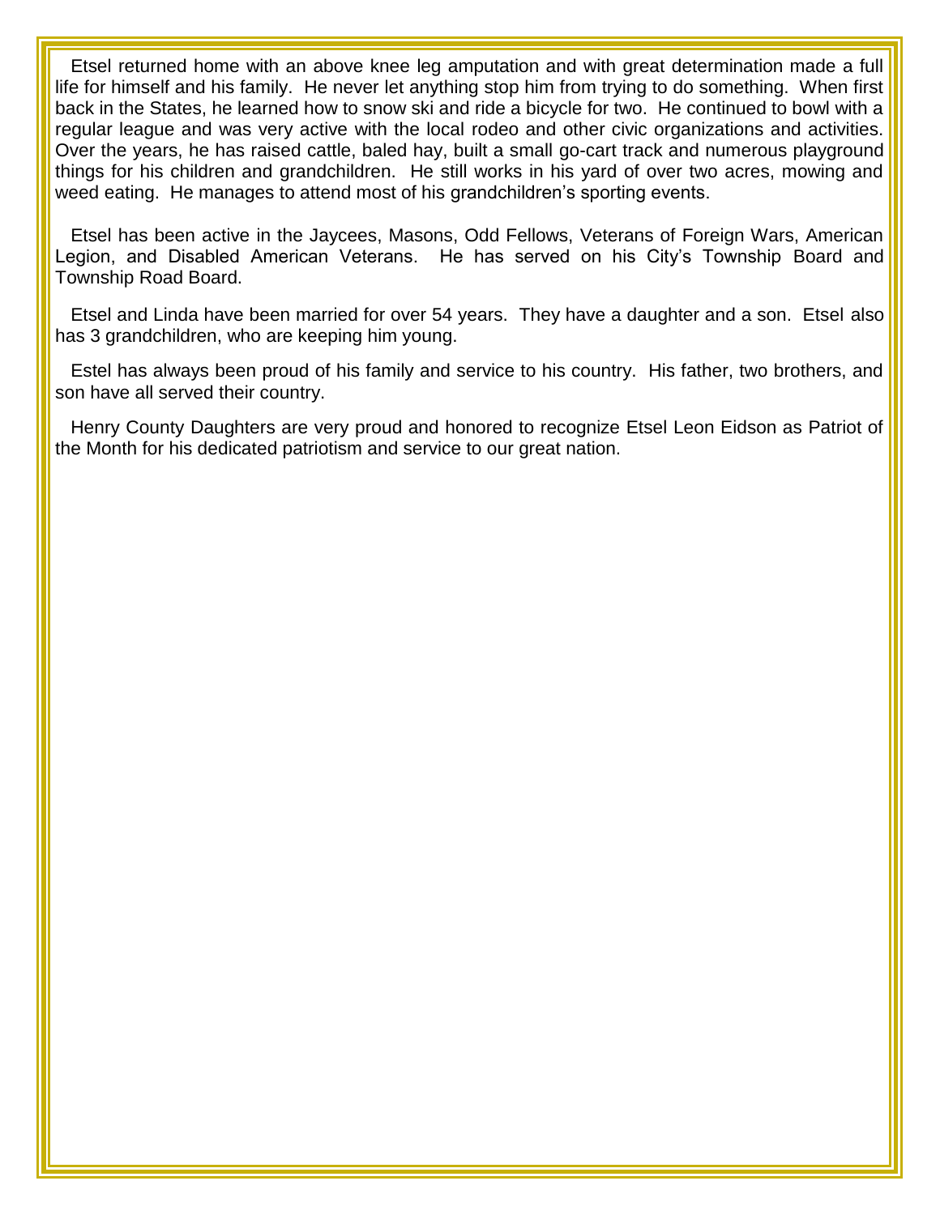Etsel returned home with an above knee leg amputation and with great determination made a full life for himself and his family. He never let anything stop him from trying to do something. When first back in the States, he learned how to snow ski and ride a bicycle for two. He continued to bowl with a regular league and was very active with the local rodeo and other civic organizations and activities. Over the years, he has raised cattle, baled hay, built a small go-cart track and numerous playground things for his children and grandchildren. He still works in his yard of over two acres, mowing and weed eating. He manages to attend most of his grandchildren's sporting events.

Etsel has been active in the Jaycees, Masons, Odd Fellows, Veterans of Foreign Wars, American Legion, and Disabled American Veterans. He has served on his City's Township Board and Township Road Board.

Etsel and Linda have been married for over 54 years. They have a daughter and a son. Etsel also has 3 grandchildren, who are keeping him young.

Estel has always been proud of his family and service to his country. His father, two brothers, and son have all served their country.

Henry County Daughters are very proud and honored to recognize Etsel Leon Eidson as Patriot of the Month for his dedicated patriotism and service to our great nation.